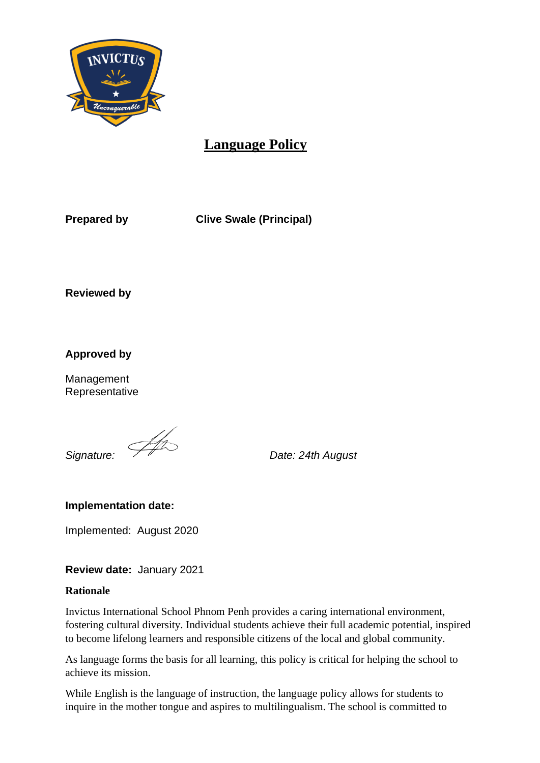# Language Policy

**Prepared by** **Clive Swale (Principal)**

**Reviewed by**

**Approved by**

Management Representative

*Signature:* *Date: 24th August*

**Implementation date:**

Implemented: August 2020

**Review date:** January 2021

**Rationale**

Invictus International School Phnom Penh provides a caring international environment, fostering cultural diversity. Individual students achieve their full academic potential, inspired to become lifelong learners and responsible citizens of the local and global community.

As language forms the basis for all learning, this policy is critical for helping the school to achieve its mission.

While English is the language of instruction, the language policy allows for students to inquire in the mother tongue and aspires to multilingualism. The school is committed to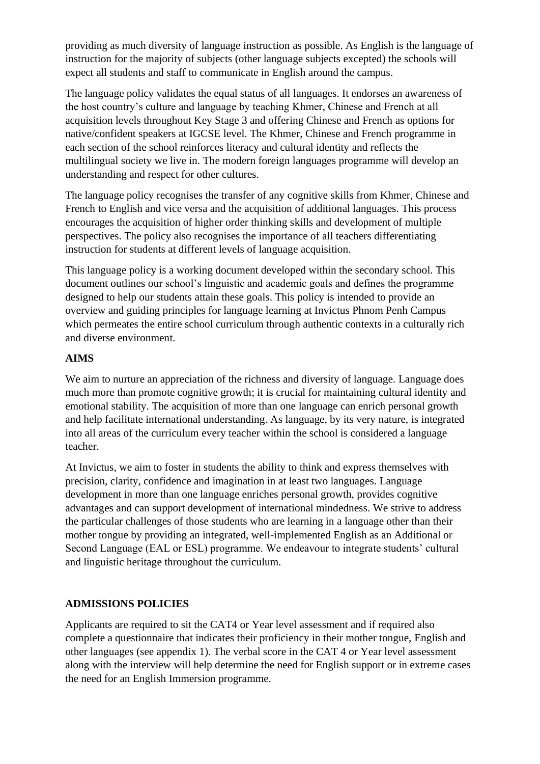providing as much diversity of language instruction as possible. As English is the language of instruction for the majority of subjects (other language subjects excepted) the schools will expect all students and staff to communicate in English around the campus.

The language policy validates the equal status of all languages. It endorses an awareness of the host country's culture and language by teaching Khmer, Chinese and French at all acquisition levels throughout Key Stage 3 and offering Chinese and French as options for native/confident speakers at IGCSE level. The Khmer, Chinese and French programme in each section of the school reinforces literacy and cultural identity and reflects the multilingual society we live in. The modern foreign languages programme will develop an understanding and respect for other cultures.

The language policy recognises the transfer of any cognitive skills from Khmer, Chinese and French to English and vice versa and the acquisition of additional languages. This process encourages the acquisition of higher order thinking skills and development of multiple perspectives. The policy also recognises the importance of all teachers differentiating instruction for students at different levels of language acquisition.

This language policy is a working document developed within the secondary school. This document outlines our school's linguistic and academic goals and defines the programme designed to help our students attain these goals. This policy is intended to provide an overview and guiding principles for language learning at Invictus Phnom Penh Campus which permeates the entire school curriculum through authentic contexts in a culturally rich and diverse environment.

## AIMS

We aim to nurture an appreciation of the richness and diversity of language. Language does much more than promote cognitive growth; it is crucial for maintaining cultural identity and emotional stability. The acquisition of more than one language can enrich personal growth and help facilitate international understanding. As language, by its very nature, is integrated into all areas of the curriculum every teacher within the school is considered a language teacher.

At Invictus, we aim to foster in students the ability to think and express themselves with precision, clarity, confidence and imagination in at least two languages. Language development in more than one language enriches personal growth, provides cognitive advantages and can support development of international mindedness. We strive to address the particular challenges of those students who are learning in a language other than their mother tongue by providing an integrated, well-implemented English as an Additional or Second Language (EAL or ESL) programme. We endeavour to integrate students' cultural and linguistic heritage throughout the curriculum.

## ADMISSIONS POLICIES

Applicants are required to sit the CAT4 or Year level assessment and if required also complete a questionnaire that indicates their proficiency in their mother tongue, English and other languages (see appendix 1). The verbal score in the CAT 4 or Year level assessment along with the interview will help determine the need for English support or in extreme cases the need for an English Immersion programme.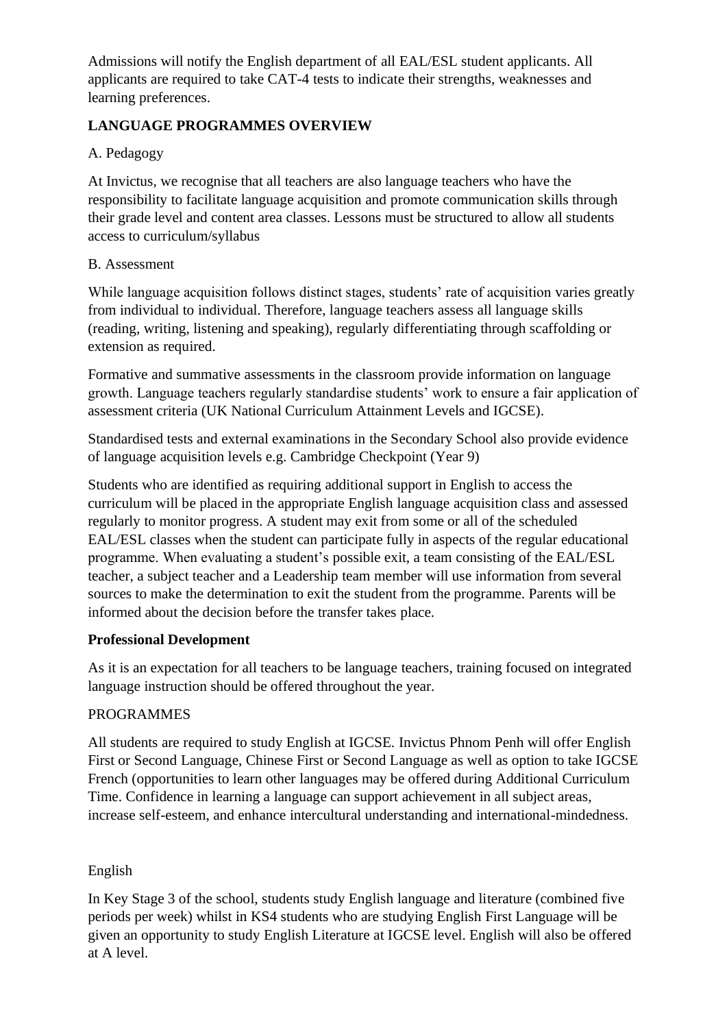Admissions will notify the English department of all EAL/ESL student applicants. All applicants are required to take CAT-4 tests to indicate their strengths, weaknesses and learning preferences.

**LANGUAGE PROGRAMMES OVERVIEW**

A. Pedagogy

At Invictus, we recognise that all teachers are also language teachers who have the responsibility to facilitate language acquisition and promote communication skills through their grade level and content area classes. Lessons must be structured to allow all students access to curriculum/syllabus

B. Assessment

While language acquisition follows distinct stages, students' rate of acquisition varies greatly from individual to individual. Therefore, language teachers assess all language skills (reading, writing, listening and speaking), regularly differentiating through scaffolding or extension as required.

Formative and summative assessments in the classroom provide information on language growth. Language teachers regularly standardise students' work to ensure a fair application of assessment criteria (UK National Curriculum Attainment Levels and IGCSE).

Standardised tests and external examinations in the Secondary School also provide evidence of language acquisition levels e.g. Cambridge Checkpoint (Year 9)

Students who are identified as requiring additional support in English to access the curriculum will be placed in the appropriate English language acquisition class and assessed regularly to monitor progress. A student may exit from some or all of the scheduled EAL/ESL classes when the student can participate fully in aspects of the regular educational programme. When evaluating a student's possible exit, a team consisting of the EAL/ESL teacher, a subject teacher and a Leadership team member will use information from several sources to make the determination to exit the student from the programme. Parents will be informed about the decision before the transfer takes place.

**Professional Development**

As it is an expectation for all teachers to be language teachers, training focused on integrated language instruction should be offered throughout the year.

PROGRAMMES

All students are required to study English at IGCSE. Invictus Phnom Penh will offer English First or Second Language, Chinese First or Second Language as well as option to take IGCSE French (opportunities to learn other languages may be offered during Additional Curriculum Time. Confidence in learning a language can support achievement in all subject areas, increase self-esteem, and enhance intercultural understanding and international-mindedness.

English

In Key Stage 3 of the school, students study English language and literature (combined five periods per week) whilst in KS4 students who are studying English First Language will be given an opportunity to study English Literature at IGCSE level. English will also be offered at A level.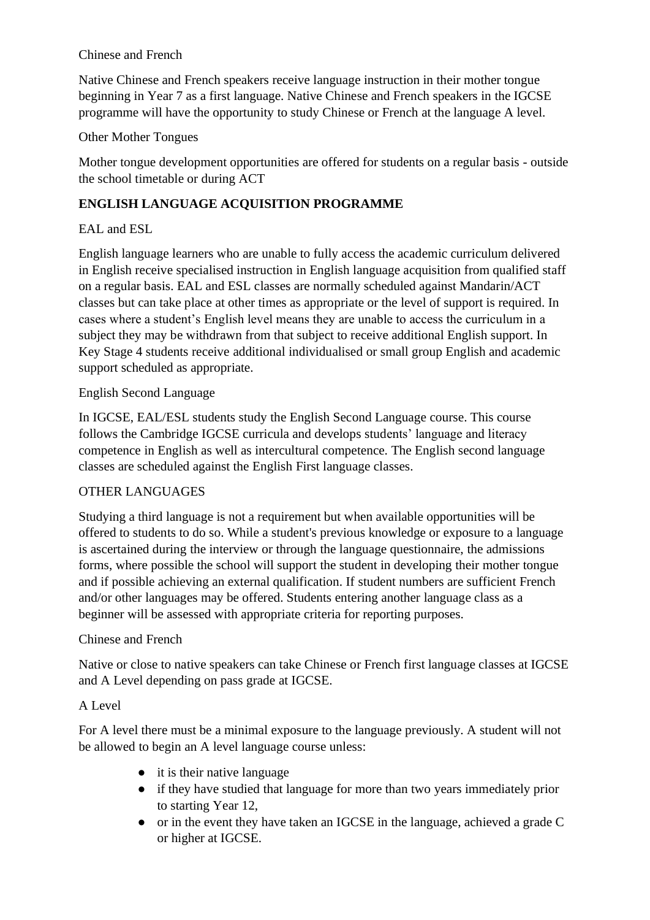Chinese and French

Native Chinese and French speakers receive language instruction in their mother tongue beginning in Year 7 as a first language. Native Chinese and French speakers in the IGCSE programme will have the opportunity to study Chinese or French at the language A level.

Other Mother Tongues

Mother tongue development opportunities are offered for students on a regular basis - outside the school timetable or during ACT

**ENGLISH LANGUAGE ACQUISITION PROGRAMME**

EAL and ESL

English language learners who are unable to fully access the academic curriculum delivered in English receive specialised instruction in English language acquisition from qualified staff on a regular basis. EAL and ESL classes are normally scheduled against Mandarin/ACT classes but can take place at other times as appropriate or the level of support is required. In cases where a student's English level means they are unable to access the curriculum in a subject they may be withdrawn from that subject to receive additional English support. In Key Stage 4 students receive additional individualised or small group English and academic support scheduled as appropriate.

English Second Language

In IGCSE, EAL/ESL students study the English Second Language course. This course follows the Cambridge IGCSE curricula and develops students' language and literacy competence in English as well as intercultural competence. The English second language classes are scheduled against the English First language classes.

OTHER LANGUAGES

Studying a third language is not a requirement but when available opportunities will be offered to students to do so. While a student's previous knowledge or exposure to a language is ascertained during the interview or through the language questionnaire, the admissions forms, where possible the school will support the student in developing their mother tongue and if possible achieving an external qualification. If student numbers are sufficient French and/or other languages may be offered. Students entering another language class as a beginner will be assessed with appropriate criteria for reporting purposes.

Chinese and French

Native or close to native speakers can take Chinese or French first language classes at IGCSE and A Level depending on pass grade at IGCSE.

A Level

For A level there must be a minimal exposure to the language previously. A student will not be allowed to begin an A level language course unless:

- it is their native language
- if they have studied that language for more than two years immediately prior to starting Year 12,
- or in the event they have taken an IGCSE in the language, achieved a grade C or higher at IGCSE.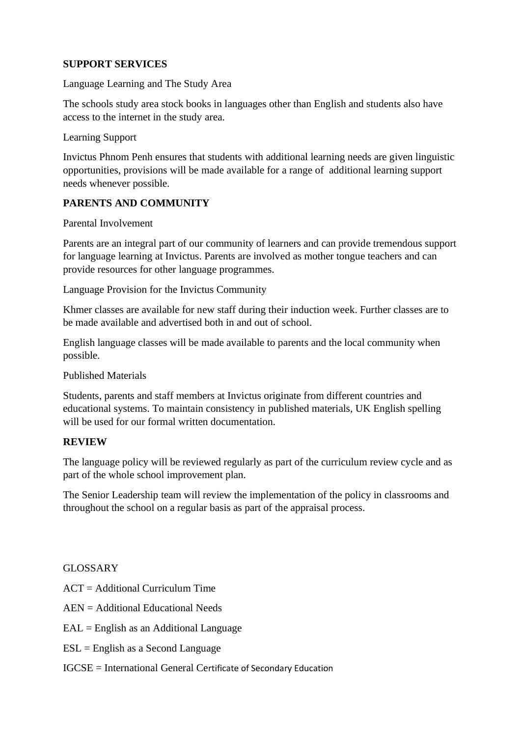## SUPPORT SERVICES

Language Learning and The Study Area

The schools study area stock books in languages other than English and students also have access to the internet in the study area.

Learning Support

Invictus Phnom Penh ensures that students with additional learning needs are given linguistic opportunities, provisions will be made available for a range of additional learning support needs whenever possible.

## PARENTS AND COMMUNITY

Parental Involvement

Parents are an integral part of our community of learners and can provide tremendous support for language learning at Invictus. Parents are involved as mother tongue teachers and can provide resources for other language programmes.

Language Provision for the Invictus Community

Khmer classes are available for new staff during their induction week. Further classes are to be made available and advertised both in and out of school.

English language classes will be made available to parents and the local community when possible.

Published Materials

Students, parents and staff members at Invictus originate from different countries and educational systems. To maintain consistency in published materials, UK English spelling will be used for our formal written documentation.

## REVIEW

The language policy will be reviewed regularly as part of the curriculum review cycle and as part of the whole school improvement plan.

The Senior Leadership team will review the implementation of the policy in classrooms and throughout the school on a regular basis as part of the appraisal process.

GLOSSARY

ACT = Additional Curriculum Time

AEN = Additional Educational Needs

EAL = English as an Additional Language

ESL = English as a Second Language

IGCSE = International General Certificate of Secondary Education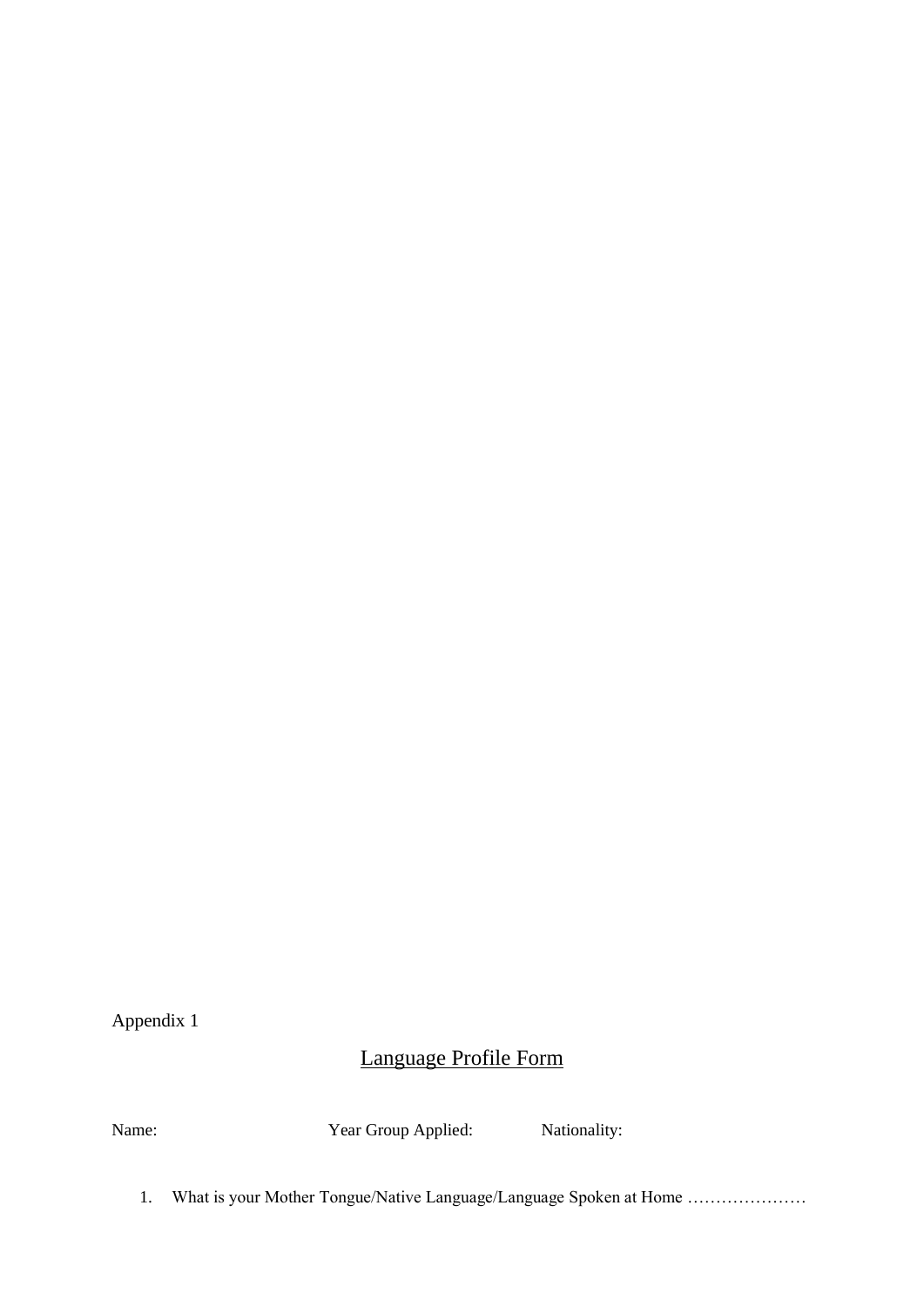Appendix 1

# Language Profile Form

Name: Year Group Applied: Nationality:

1. What is your Mother Tongue/Native Language/Language Spoken at Home …………………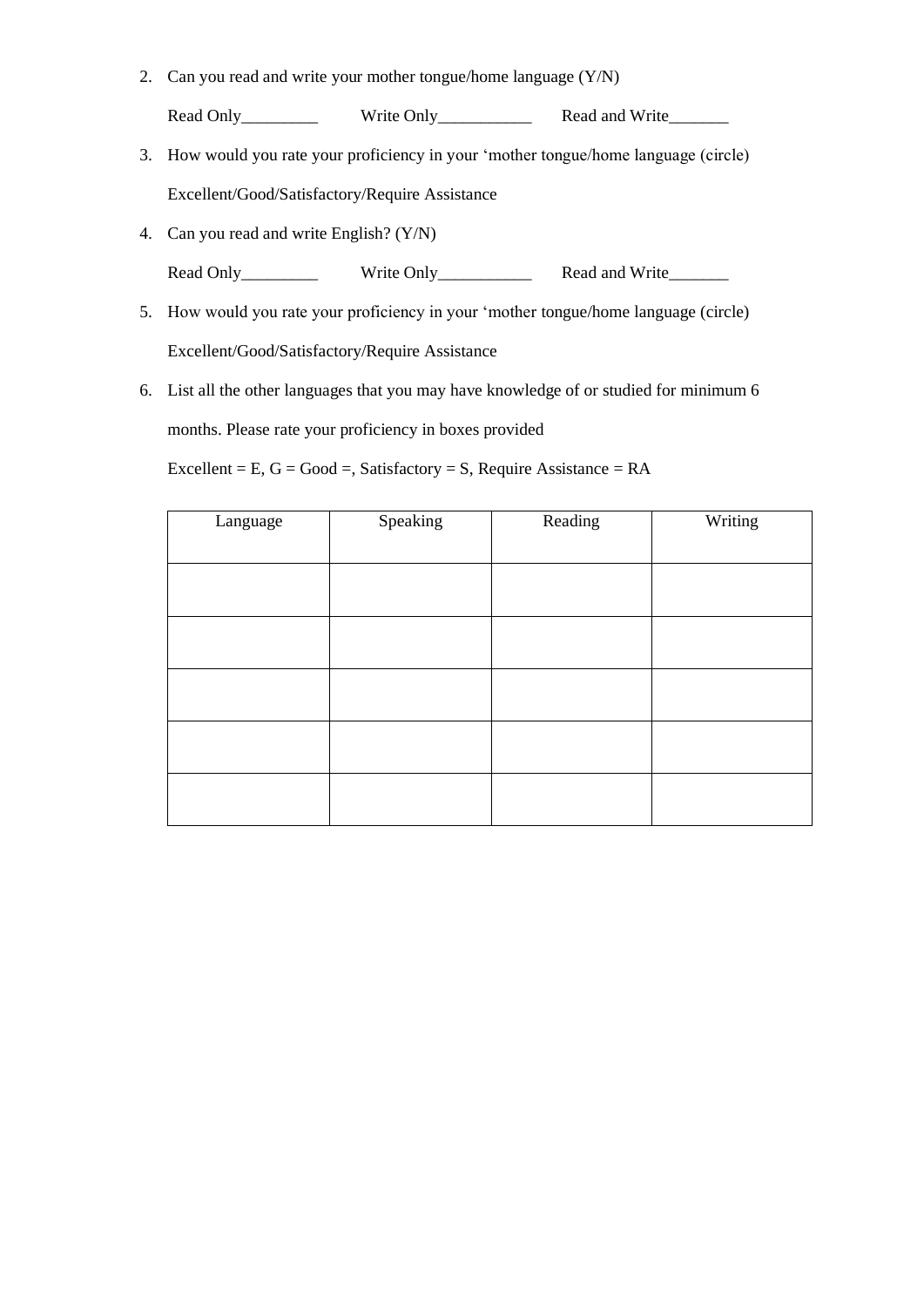2. Can you read and write your mother tongue/home language (Y/N)

   Read Only_________ Write Only___________ Read and Write_______

3. How would you rate your proficiency in your ‘mother tongue/home language (circle)

   Excellent/Good/Satisfactory/Require Assistance

4. Can you read and write English? (Y/N)

   Read Only_________ Write Only___________ Read and Write_______

5. How would you rate your proficiency in your ‘mother tongue/home language (circle)

   Excellent/Good/Satisfactory/Require Assistance

6. List all the other languages that you may have knowledge of or studied for minimum 6 months. Please rate your proficiency in boxes provided

   Excellent = E, G = Good =, Satisfactory = S, Require Assistance = RA

| Language | Speaking | Reading | Writing |
|---|---|---|---|
| | | | |
| | | | |
| | | | |
| | | | |
| | | | |